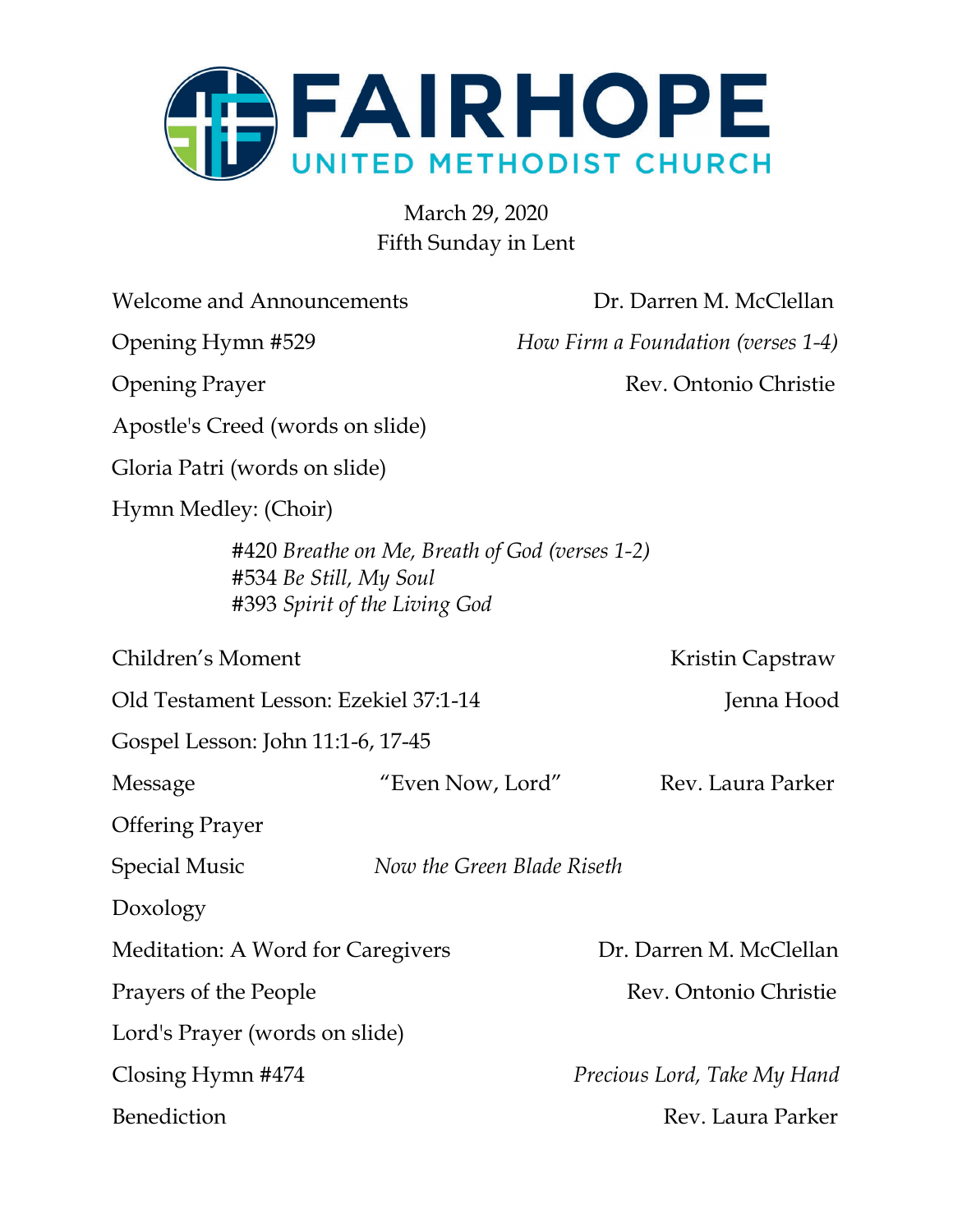# FAIRHOPE
## UNITED METHODIST CHURCH

March 29, 2020
Fifth Sunday in Lent

Welcome and Announcements — Dr. Darren M. McClellan

Opening Hymn #529 — *How Firm a Foundation (verses 1-4)*

Opening Prayer — Rev. Ontonio Christie

Apostle's Creed (words on slide)

Gloria Patri (words on slide)

Hymn Medley: (Choir)

> #420 *Breathe on Me, Breath of God (verses 1-2)*
> #534 *Be Still, My Soul*
> #393 *Spirit of the Living God*

Children's Moment — Kristin Capstraw

Old Testament Lesson: Ezekiel 37:1-14 — Jenna Hood

Gospel Lesson: John 11:1-6, 17-45

Message — "Even Now, Lord" — Rev. Laura Parker

Offering Prayer

Special Music — *Now the Green Blade Riseth*

Doxology

Meditation: A Word for Caregivers — Dr. Darren M. McClellan

Prayers of the People — Rev. Ontonio Christie

Lord's Prayer (words on slide)

Closing Hymn #474 — *Precious Lord, Take My Hand*

Benediction — Rev. Laura Parker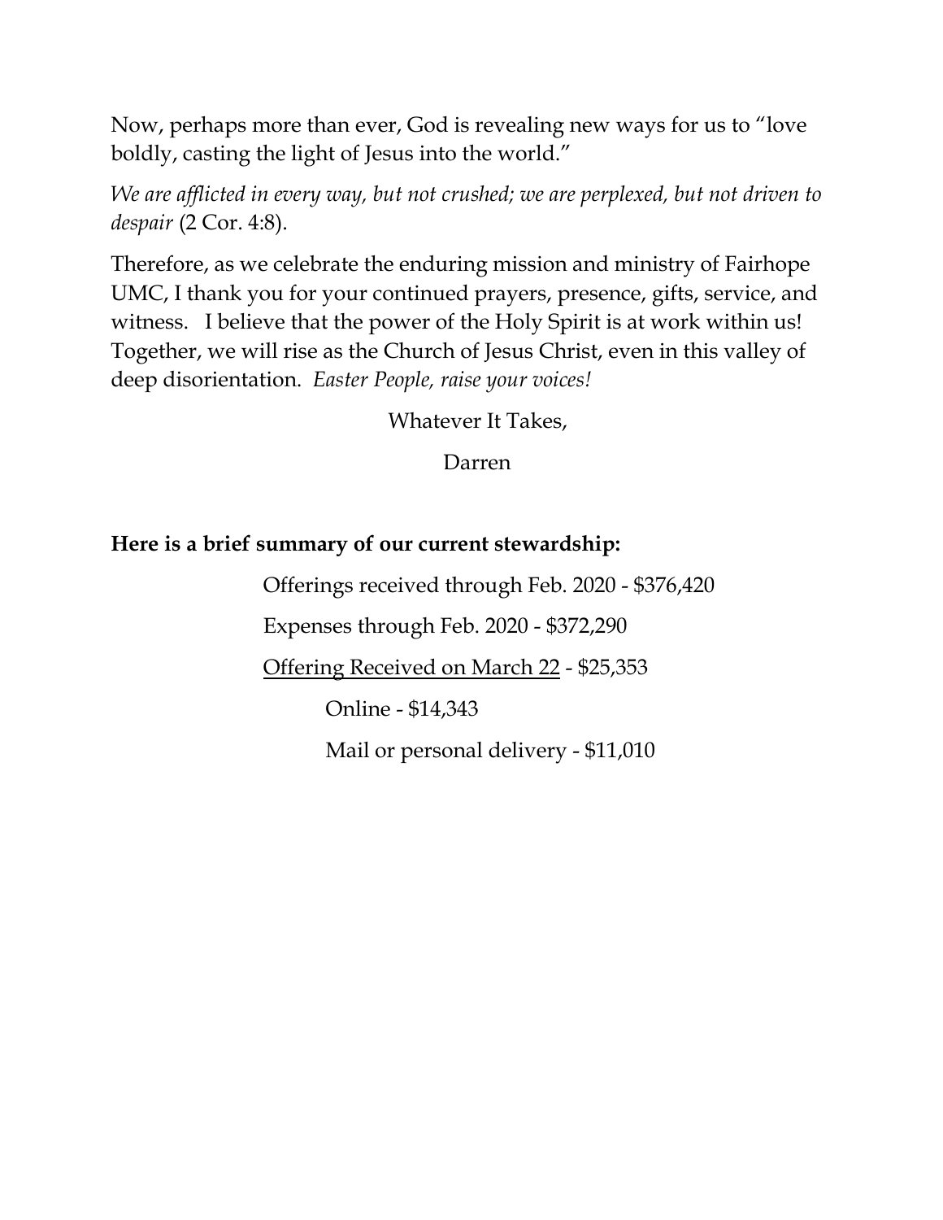Now, perhaps more than ever, God is revealing new ways for us to "love boldly, casting the light of Jesus into the world."

*We are afflicted in every way, but not crushed; we are perplexed, but not driven to despair* (2 Cor. 4:8).

Therefore, as we celebrate the enduring mission and ministry of Fairhope UMC, I thank you for your continued prayers, presence, gifts, service, and witness. I believe that the power of the Holy Spirit is at work within us! Together, we will rise as the Church of Jesus Christ, even in this valley of deep disorientation. *Easter People, raise your voices!*

Whatever It Takes,

Darren

**Here is a brief summary of our current stewardship:**

Offerings received through Feb. 2020 - $376,420

Expenses through Feb. 2020 - $372,290

<u>Offering Received on March 22</u> - $25,353

- Online - $14,343
- Mail or personal delivery - $11,010